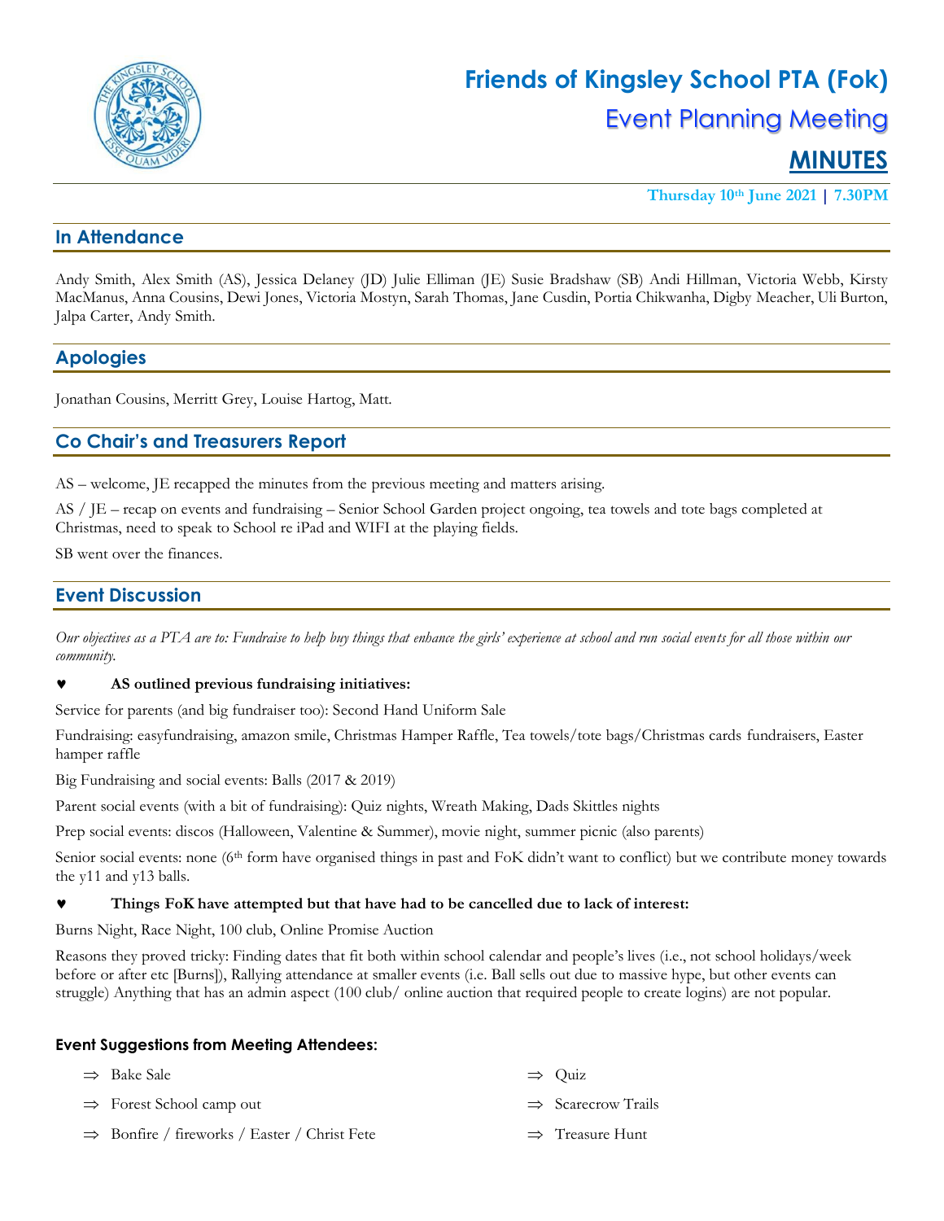# Friends of Kingsley School PTA (Fok)

## Event Planning Meeting

## MINUTES

**Thursday 10th June 2021 | 7.30PM**

## In Attendance

Andy Smith, Alex Smith (AS), Jessica Delaney (JD) Julie Elliman (JE) Susie Bradshaw (SB) Andi Hillman, Victoria Webb, Kirsty MacManus, Anna Cousins, Dewi Jones, Victoria Mostyn, Sarah Thomas, Jane Cusdin, Portia Chikwanha, Digby Meacher, Uli Burton, Jalpa Carter, Andy Smith.

## Apologies

Jonathan Cousins, Merritt Grey, Louise Hartog, Matt.

## Co Chair's and Treasurers Report

AS – welcome, JE recapped the minutes from the previous meeting and matters arising.

AS / JE – recap on events and fundraising – Senior School Garden project ongoing, tea towels and tote bags completed at Christmas, need to speak to School re iPad and WIFI at the playing fields.

SB went over the finances.

## Event Discussion

*Our objectives as a PTA are to: Fundraise to help buy things that enhance the girls' experience at school and run social events for all those within our community.*

♥ **AS outlined previous fundraising initiatives:**

Service for parents (and big fundraiser too): Second Hand Uniform Sale

Fundraising: easyfundraising, amazon smile, Christmas Hamper Raffle, Tea towels/tote bags/Christmas cards fundraisers, Easter hamper raffle

Big Fundraising and social events: Balls (2017 & 2019)

Parent social events (with a bit of fundraising): Quiz nights, Wreath Making, Dads Skittles nights

Prep social events: discos (Halloween, Valentine & Summer), movie night, summer picnic (also parents)

Senior social events: none (6th form have organised things in past and FoK didn't want to conflict) but we contribute money towards the y11 and y13 balls.

♥ **Things FoK have attempted but that have had to be cancelled due to lack of interest:**

Burns Night, Race Night, 100 club, Online Promise Auction

Reasons they proved tricky: Finding dates that fit both within school calendar and people's lives (i.e., not school holidays/week before or after etc [Burns]), Rallying attendance at smaller events (i.e. Ball sells out due to massive hype, but other events can struggle) Anything that has an admin aspect (100 club/ online auction that required people to create logins) are not popular.

### Event Suggestions from Meeting Attendees:

- ⇒ Bake Sale
- ⇒ Forest School camp out
- ⇒ Bonfire / fireworks / Easter / Christ Fete
- ⇒ Quiz
- ⇒ Scarecrow Trails
- ⇒ Treasure Hunt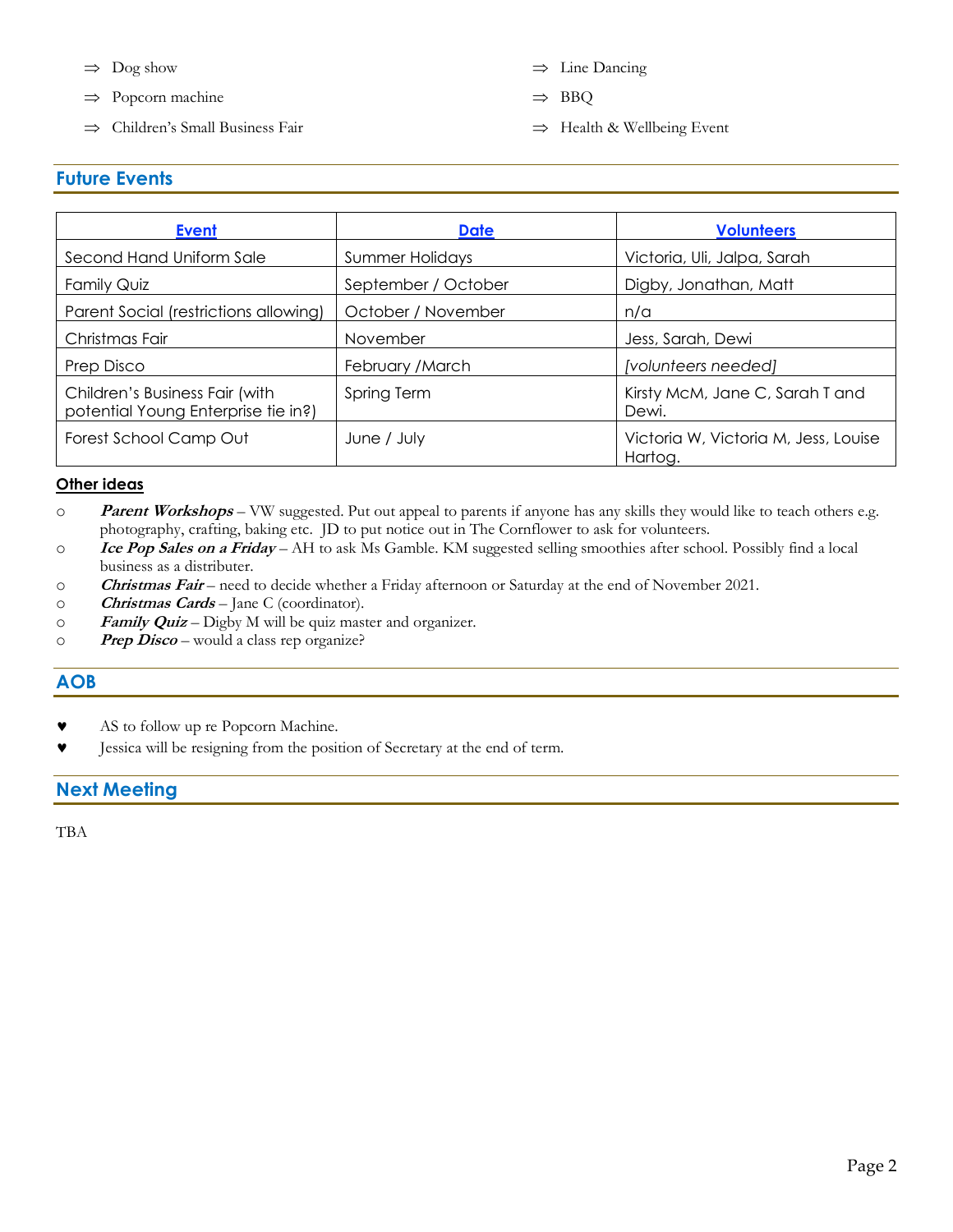- ⇒ Dog show
- ⇒ Popcorn machine
- ⇒ Children's Small Business Fair
- ⇒ Line Dancing
- ⇒ BBQ
- ⇒ Health & Wellbeing Event

## Future Events

| Event | Date | Volunteers |
|---|---|---|
| Second Hand Uniform Sale | Summer Holidays | Victoria, Uli, Jalpa, Sarah |
| Family Quiz | September / October | Digby, Jonathan, Matt |
| Parent Social (restrictions allowing) | October / November | n/a |
| Christmas Fair | November | Jess, Sarah, Dewi |
| Prep Disco | February /March | *[volunteers needed]* |
| Children's Business Fair (with potential Young Enterprise tie in?) | Spring Term | Kirsty McM, Jane C, Sarah T and Dewi. |
| Forest School Camp Out | June / July | Victoria W, Victoria M, Jess, Louise Hartog. |

**Other ideas**

- ***Parent Workshops*** – VW suggested. Put out appeal to parents if anyone has any skills they would like to teach others e.g. photography, crafting, baking etc. JD to put notice out in The Cornflower to ask for volunteers.
- ***Ice Pop Sales on a Friday*** – AH to ask Ms Gamble. KM suggested selling smoothies after school. Possibly find a local business as a distributer.
- ***Christmas Fair*** – need to decide whether a Friday afternoon or Saturday at the end of November 2021.
- ***Christmas Cards*** – Jane C (coordinator).
- ***Family Quiz*** – Digby M will be quiz master and organizer.
- ***Prep Disco*** – would a class rep organize?

## AOB

- ♥ AS to follow up re Popcorn Machine.
- ♥ Jessica will be resigning from the position of Secretary at the end of term.

## Next Meeting

TBA